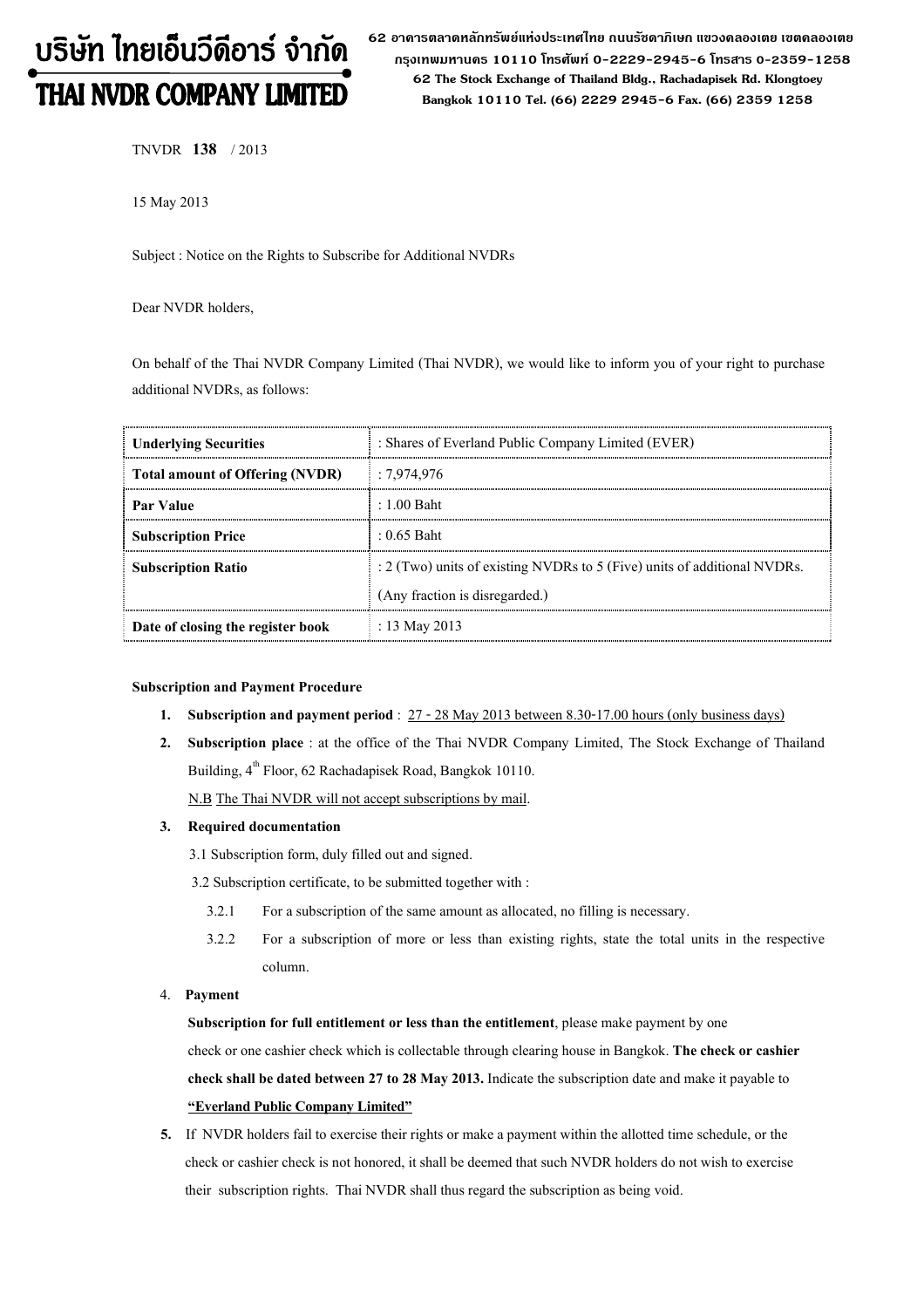# บริษัท ไทยเอ็นวีดีอาร์ จำกัด
# THAI NVDR COMPANY LIMITED

62 อาคารตลาดหลักทรัพย์แห่งประเทศไทย ถนนรัชดาภิเษก แขวงคลองเตย เขตคลองเตย กรุงเทพมหานคร 10110 โทรศัพท์ 0-2229-2945-6 โทรสาร 0-2359-1258
62 The Stock Exchange of Thailand Bldg., Rachadapisek Rd. Klongtoey Bangkok 10110 Tel. (66) 2229 2945-6 Fax. (66) 2359 1258

TNVDR **138** / 2013

15 May 2013

Subject : Notice on the Rights to Subscribe for Additional NVDRs

Dear NVDR holders,

On behalf of the Thai NVDR Company Limited (Thai NVDR), we would like to inform you of your right to purchase additional NVDRs, as follows:

| | |
|---|---|
| **Underlying Securities** | : Shares of Everland Public Company Limited (EVER) |
| **Total amount of Offering (NVDR)** | : 7,974,976 |
| **Par Value** | : 1.00 Baht |
| **Subscription Price** | : 0.65 Baht |
| **Subscription Ratio** | : 2 (Two) units of existing NVDRs to 5 (Five) units of additional NVDRs. (Any fraction is disregarded.) |
| **Date of closing the register book** | : 13 May 2013 |

**Subscription and Payment Procedure**

1. **Subscription and payment period** : 27 - 28 May 2013 between 8.30-17.00 hours (only business days)
2. **Subscription place** : at the office of the Thai NVDR Company Limited, The Stock Exchange of Thailand Building, 4th Floor, 62 Rachadapisek Road, Bangkok 10110.
   N.B The Thai NVDR will not accept subscriptions by mail.
3. **Required documentation**
   3.1 Subscription form, duly filled out and signed.
   3.2 Subscription certificate, to be submitted together with :
   - 3.2.1 For a subscription of the same amount as allocated, no filling is necessary.
   - 3.2.2 For a subscription of more or less than existing rights, state the total units in the respective column.
4. **Payment**
   **Subscription for full entitlement or less than the entitlement**, please make payment by one check or one cashier check which is collectable through clearing house in Bangkok. **The check or cashier check shall be dated between 27 to 28 May 2013.** Indicate the subscription date and make it payable to **"Everland Public Company Limited"**
5. If NVDR holders fail to exercise their rights or make a payment within the allotted time schedule, or the check or cashier check is not honored, it shall be deemed that such NVDR holders do not wish to exercise their subscription rights. Thai NVDR shall thus regard the subscription as being void.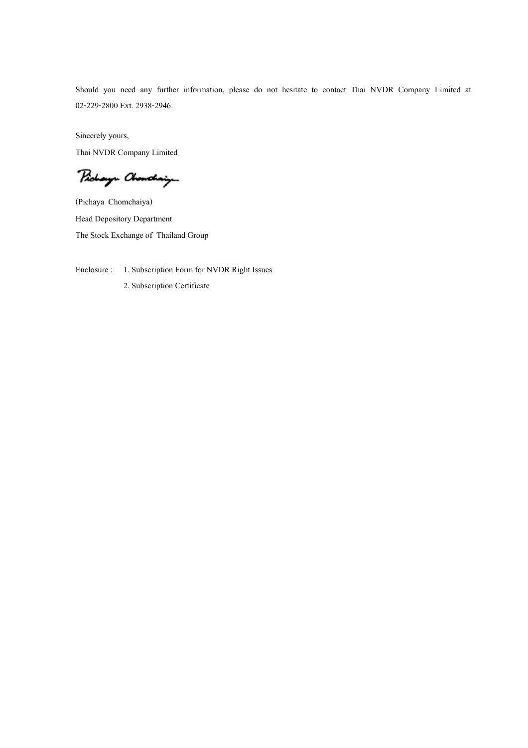Should you need any further information, please do not hesitate to contact Thai NVDR Company Limited at 02-229-2800 Ext. 2938-2946.

Sincerely yours,

Thai NVDR Company Limited

(Pichaya Chomchaiya)

Head Depository Department

The Stock Exchange of Thailand Group

Enclosure : 1. Subscription Form for NVDR Right Issues

2. Subscription Certificate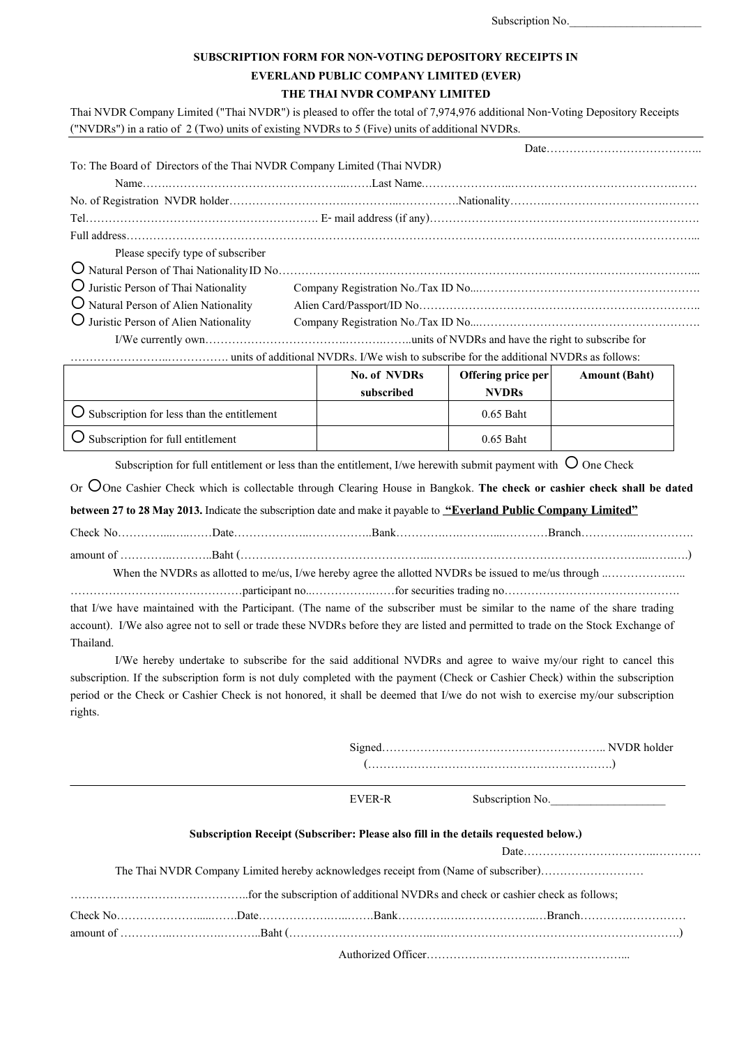Subscription No.______________________

**SUBSCRIPTION FORM FOR NON-VOTING DEPOSITORY RECEIPTS IN**

**EVERLAND PUBLIC COMPANY LIMITED (EVER)**

**THE THAI NVDR COMPANY LIMITED**

Thai NVDR Company Limited ("Thai NVDR") is pleased to offer the total of 7,974,976 additional Non-Voting Depository Receipts ("NVDRs") in a ratio of 2 (Two) units of existing NVDRs to 5 (Five) units of additional NVDRs.

Date…………………………………..

To: The Board of Directors of the Thai NVDR Company Limited (Thai NVDR)

Name……..…………………………………………..…….Last Name.…………………..……………………………………….……

No. of Registration NVDR holder…………………………………………..…………….Nationality……….……………………………….………

Tel……………………………………………………. E- mail address (if any)……………………………………………………….…………….

Full address…………………………………………………………………………………………………….……………………………………...

Please specify type of subscriber

○ Natural Person of Thai Nationality ID No………………………………………………………………………………………………………...

○ Juristic Person of Thai Nationality Company Registration No./Tax ID No...…………………………………………………….

○ Natural Person of Alien Nationality Alien Card/Passport/ID No……………………………………………………………………..

○ Juristic Person of Alien Nationality Company Registration No./Tax ID No...…………………………………………………….

I/We currently own…………………………………….……….……..units of NVDRs and have the right to subscribe for ……………………...……………. units of additional NVDRs. I/We wish to subscribe for the additional NVDRs as follows:

| | No. of NVDRs subscribed | Offering price per NVDRs | Amount (Baht) |
|---|---|---|---|
| ○ Subscription for less than the entitlement | | 0.65 Baht | |
| ○ Subscription for full entitlement | | 0.65 Baht | |

Subscription for full entitlement or less than the entitlement, I/we herewith submit payment with ○ One Check Or ○ One Cashier Check which is collectable through Clearing House in Bangkok. **The check or cashier check shall be dated between 27 to 28 May 2013.** Indicate the subscription date and make it payable to **"Everland Public Company Limited"**

Check No………...…...……Date………………..……………..Bank………….….………...…………Branch…………..…………….

amount of …………..………..Baht (……………………………………………..……….……………………………………...……..…….)

When the NVDRs as allotted to me/us, I/we hereby agree the allotted NVDRs be issued to me/us through ..………………..….. ………………………………………participant no..………………..……for securities trading no………………………………………. that I/we have maintained with the Participant. (The name of the subscriber must be similar to the name of the share trading account). I/We also agree not to sell or trade these NVDRs before they are listed and permitted to trade on the Stock Exchange of Thailand.

I/We hereby undertake to subscribe for the said additional NVDRs and agree to waive my/our right to cancel this subscription. If the subscription form is not duly completed with the payment (Check or Cashier Check) within the subscription period or the Check or Cashier Check is not honored, it shall be deemed that I/we do not wish to exercise my/our subscription rights.

Signed…………………………………………………….. NVDR holder

(……………………………………………………….)

---

EVER-R Subscription No.___________________

**Subscription Receipt (Subscriber: Please also fill in the details requested below.)**

Date……………………………..…………

The Thai NVDR Company Limited hereby acknowledges receipt from (Name of subscriber)……………………… ………………………………………..for the subscription of additional NVDRs and check or cashier check as follows;

Check No…………………......…….Date…………………..…..…….Bank…………….….………………..…Branch………….……………

amount of …………..………….………..Baht (…………………………………..……………………………………………………….)

Authorized Officer…………………………………………...